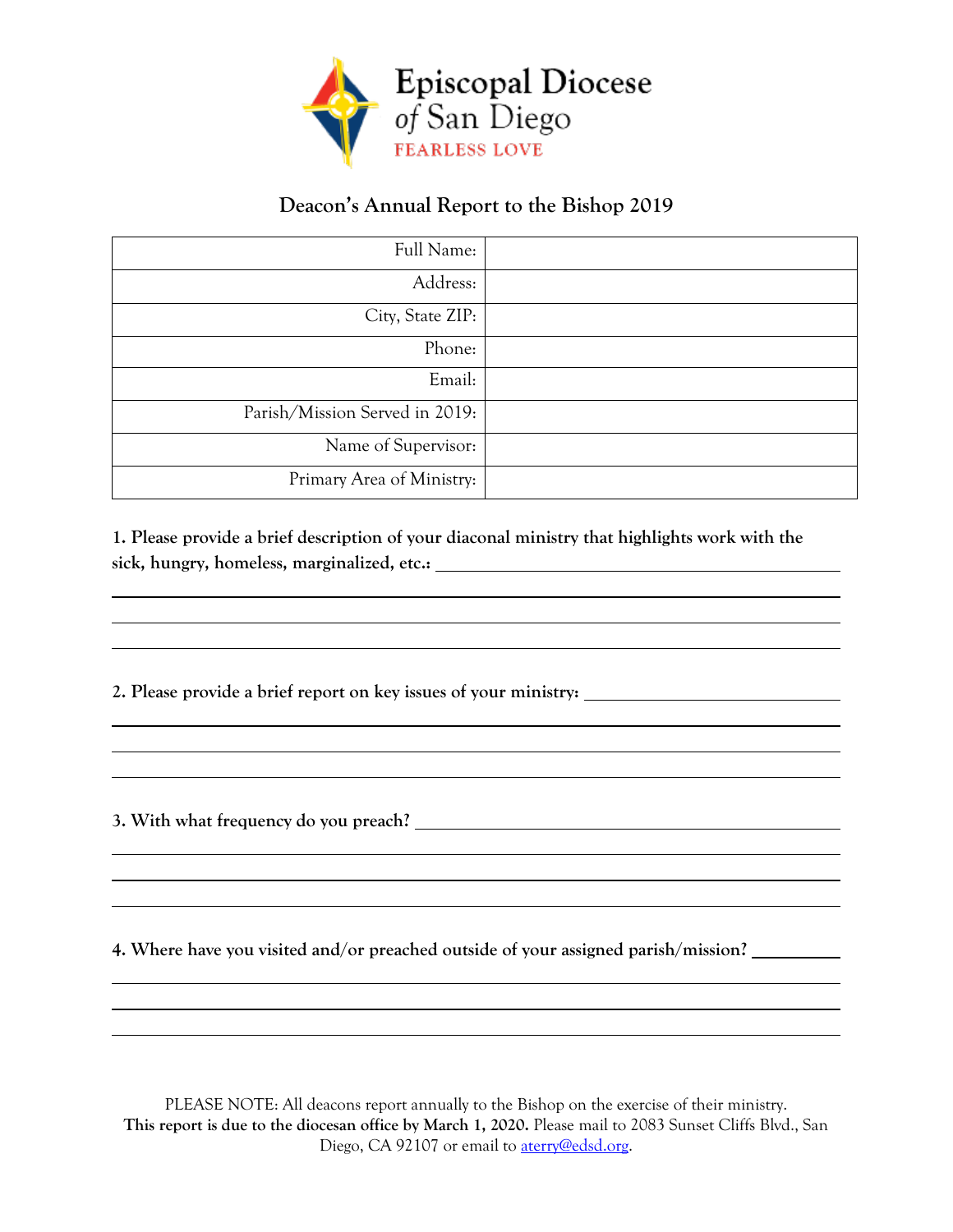Episcopal Diocese of San Diego

FEARLESS LOVE

## Deacon's Annual Report to the Bishop 2019

| | |
|---|---|
| Full Name: | |
| Address: | |
| City, State ZIP: | |
| Phone: | |
| Email: | |
| Parish/Mission Served in 2019: | |
| Name of Supervisor: | |
| Primary Area of Ministry: | |

**1. Please provide a brief description of your diaconal ministry that highlights work with the sick, hungry, homeless, marginalized, etc.:** ______________________________

______________________________

______________________________

______________________________

**2. Please provide a brief report on key issues of your ministry:** ______________________________

______________________________

______________________________

______________________________

**3. With what frequency do you preach?** ______________________________

______________________________

______________________________

______________________________

**4. Where have you visited and/or preached outside of your assigned parish/mission?** __________

______________________________

______________________________

______________________________

PLEASE NOTE: All deacons report annually to the Bishop on the exercise of their ministry. **This report is due to the diocesan office by March 1, 2020.** Please mail to 2083 Sunset Cliffs Blvd., San Diego, CA 92107 or email to aterry@edsd.org.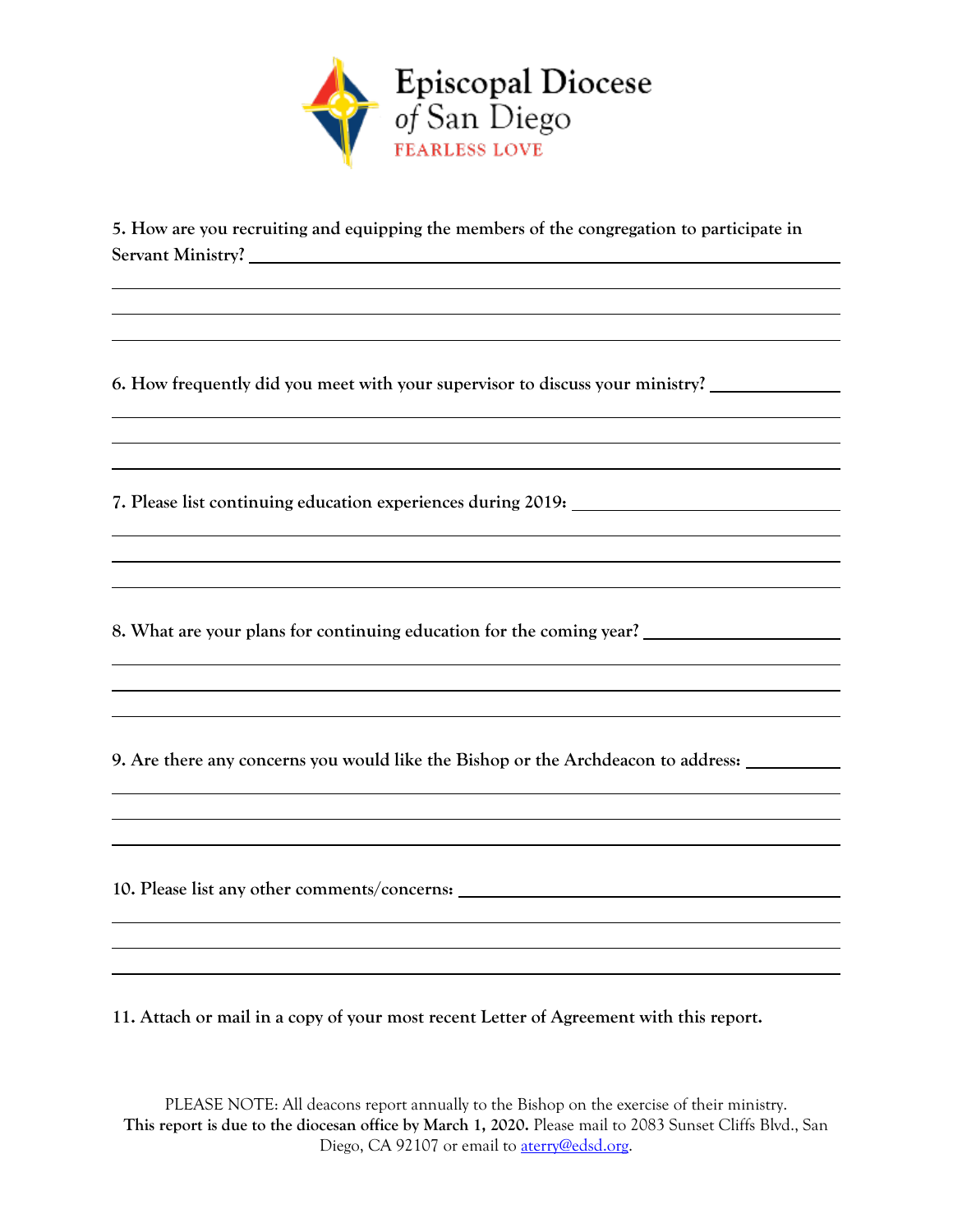Episcopal Diocese of San Diego
FEARLESS LOVE

**5. How are you recruiting and equipping the members of the congregation to participate in Servant Ministry?** ______________________________

**6. How frequently did you meet with your supervisor to discuss your ministry?** ______________________________

**7. Please list continuing education experiences during 2019:** ______________________________

**8. What are your plans for continuing education for the coming year?** ______________________________

**9. Are there any concerns you would like the Bishop or the Archdeacon to address:** ______________________________

**10. Please list any other comments/concerns:** ______________________________

**11. Attach or mail in a copy of your most recent Letter of Agreement with this report.**

PLEASE NOTE: All deacons report annually to the Bishop on the exercise of their ministry. **This report is due to the diocesan office by March 1, 2020.** Please mail to 2083 Sunset Cliffs Blvd., San Diego, CA 92107 or email to aterry@edsd.org.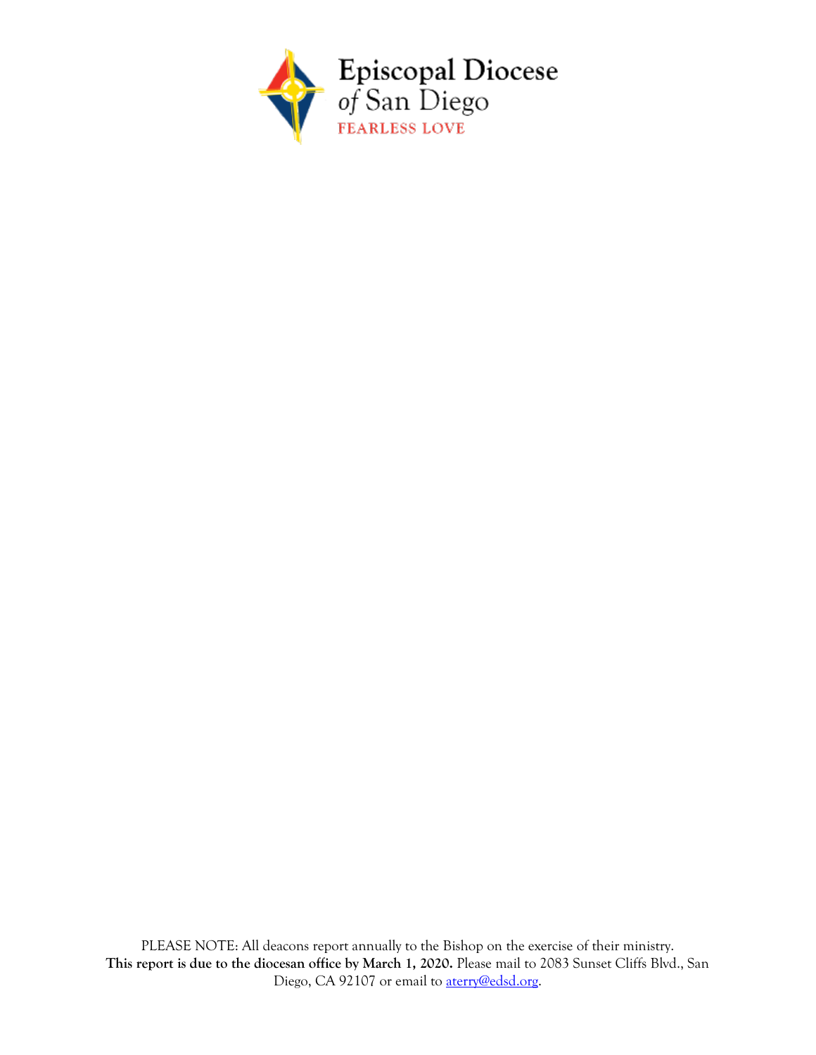Episcopal Diocese
*of* San Diego
FEARLESS LOVE

PLEASE NOTE: All deacons report annually to the Bishop on the exercise of their ministry. **This report is due to the diocesan office by March 1, 2020.** Please mail to 2083 Sunset Cliffs Blvd., San Diego, CA 92107 or email to [aterry@edsd.org](mailto:aterry@edsd.org).